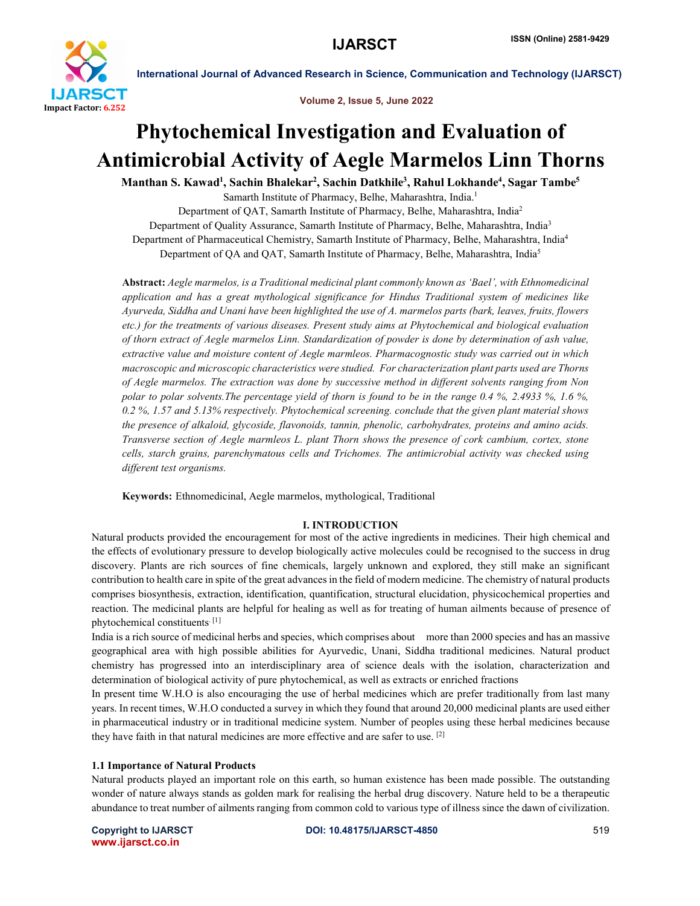# Phytochemical Investigation and Evaluation of Antimicrobial Activity of Aegle Marmelos Linn Thorns

**Manthan S. Kawad[1], Sachin Bhalekar[2], Sachin Datkhile[3], Rahul Lokhande[4], Sagar Tambe[5]**

Samarth Institute of Pharmacy, Belhe, Maharashtra, India.[1]

Department of QAT, Samarth Institute of Pharmacy, Belhe, Maharashtra, India[2]

Department of Quality Assurance, Samarth Institute of Pharmacy, Belhe, Maharashtra, India[3]

Department of Pharmaceutical Chemistry, Samarth Institute of Pharmacy, Belhe, Maharashtra, India[4]

Department of QA and QAT, Samarth Institute of Pharmacy, Belhe, Maharashtra, India[5]

**Abstract:** *Aegle marmelos, is a Traditional medicinal plant commonly known as 'Bael', with Ethnomedicinal application and has a great mythological significance for Hindus Traditional system of medicines like Ayurveda, Siddha and Unani have been highlighted the use of A. marmelos parts (bark, leaves, fruits, flowers etc.) for the treatments of various diseases. Present study aims at Phytochemical and biological evaluation of thorn extract of Aegle marmelos Linn. Standardization of powder is done by determination of ash value, extractive value and moisture content of Aegle marmleos. Pharmacognostic study was carried out in which macroscopic and microscopic characteristics were studied. For characterization plant parts used are Thorns of Aegle marmelos. The extraction was done by successive method in different solvents ranging from Non polar to polar solvents.The percentage yield of thorn is found to be in the range 0.4 %, 2.4933 %, 1.6 %, 0.2 %, 1.57 and 5.13% respectively. Phytochemical screening. conclude that the given plant material shows the presence of alkaloid, glycoside, flavonoids, tannin, phenolic, carbohydrates, proteins and amino acids. Transverse section of Aegle marmleos L. plant Thorn shows the presence of cork cambium, cortex, stone cells, starch grains, parenchymatous cells and Trichomes. The antimicrobial activity was checked using different test organisms.*

**Keywords:** Ethnomedicinal, Aegle marmelos, mythological, Traditional

## I. INTRODUCTION

Natural products provided the encouragement for most of the active ingredients in medicines. Their high chemical and the effects of evolutionary pressure to develop biologically active molecules could be recognised to the success in drug discovery. Plants are rich sources of fine chemicals, largely unknown and explored, they still make an significant contribution to health care in spite of the great advances in the field of modern medicine. The chemistry of natural products comprises biosynthesis, extraction, identification, quantification, structural elucidation, physicochemical properties and reaction. The medicinal plants are helpful for healing as well as for treating of human ailments because of presence of phytochemical constituents.[1]

India is a rich source of medicinal herbs and species, which comprises about more than 2000 species and has an massive geographical area with high possible abilities for Ayurvedic, Unani, Siddha traditional medicines. Natural product chemistry has progressed into an interdisciplinary area of science deals with the isolation, characterization and determination of biological activity of pure phytochemical, as well as extracts or enriched fractions

In present time W.H.O is also encouraging the use of herbal medicines which are prefer traditionally from last many years. In recent times, W.H.O conducted a survey in which they found that around 20,000 medicinal plants are used either in pharmaceutical industry or in traditional medicine system. Number of peoples using these herbal medicines because they have faith in that natural medicines are more effective and are safer to use. [2]

### 1.1 Importance of Natural Products

Natural products played an important role on this earth, so human existence has been made possible. The outstanding wonder of nature always stands as golden mark for realising the herbal drug discovery. Nature held to be a therapeutic abundance to treat number of ailments ranging from common cold to various type of illness since the dawn of civilization.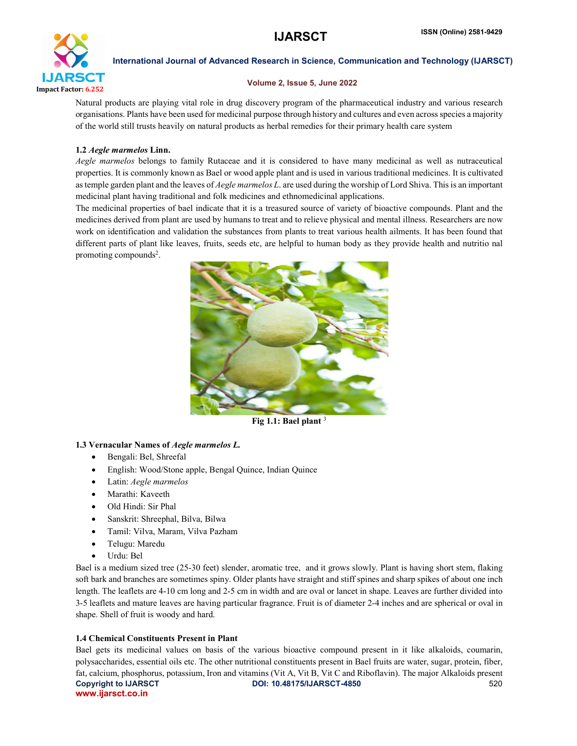Natural products are playing vital role in drug discovery program of the pharmaceutical industry and various research organisations. Plants have been used for medicinal purpose through history and cultures and even across species a majority of the world still trusts heavily on natural products as herbal remedies for their primary health care system

### 1.2 *Aegle marmelos* Linn.

*Aegle marmelos* belongs to family Rutaceae and it is considered to have many medicinal as well as nutraceutical properties. It is commonly known as Bael or wood apple plant and is used in various traditional medicines. It is cultivated as temple garden plant and the leaves of *Aegle marmelos L*. are used during the worship of Lord Shiva. This is an important medicinal plant having traditional and folk medicines and ethnomedicinal applications.

The medicinal properties of bael indicate that it is a treasured source of variety of bioactive compounds. Plant and the medicines derived from plant are used by humans to treat and to relieve physical and mental illness. Researchers are now work on identification and validation the substances from plants to treat various health ailments. It has been found that different parts of plant like leaves, fruits, seeds etc, are helpful to human body as they provide health and nutritio nal promoting compounds[2].

**Fig 1.1: Bael plant** [3]

### 1.3 Vernacular Names of *Aegle marmelos L.*

- Bengali: Bel, Shreefal
- English: Wood/Stone apple, Bengal Quince, Indian Quince
- Latin: *Aegle marmelos*
- Marathi: Kaveeth
- Old Hindi: Sir Phal
- Sanskrit: Shreephal, Bilva, Bilwa
- Tamil: Vilva, Maram, Vilva Pazham
- Telugu: Maredu
- Urdu: Bel

Bael is a medium sized tree (25-30 feet) slender, aromatic tree, and it grows slowly. Plant is having short stem, flaking soft bark and branches are sometimes spiny. Older plants have straight and stiff spines and sharp spikes of about one inch length. The leaflets are 4-10 cm long and 2-5 cm in width and are oval or lancet in shape. Leaves are further divided into 3-5 leaflets and mature leaves are having particular fragrance. Fruit is of diameter 2-4 inches and are spherical or oval in shape. Shell of fruit is woody and hard.

### 1.4 Chemical Constituents Present in Plant

Bael gets its medicinal values on basis of the various bioactive compound present in it like alkaloids, coumarin, polysaccharides, essential oils etc. The other nutritional constituents present in Bael fruits are water, sugar, protein, fiber, fat, calcium, phosphorus, potassium, Iron and vitamins (Vit A, Vit B, Vit C and Riboflavin). The major Alkaloids present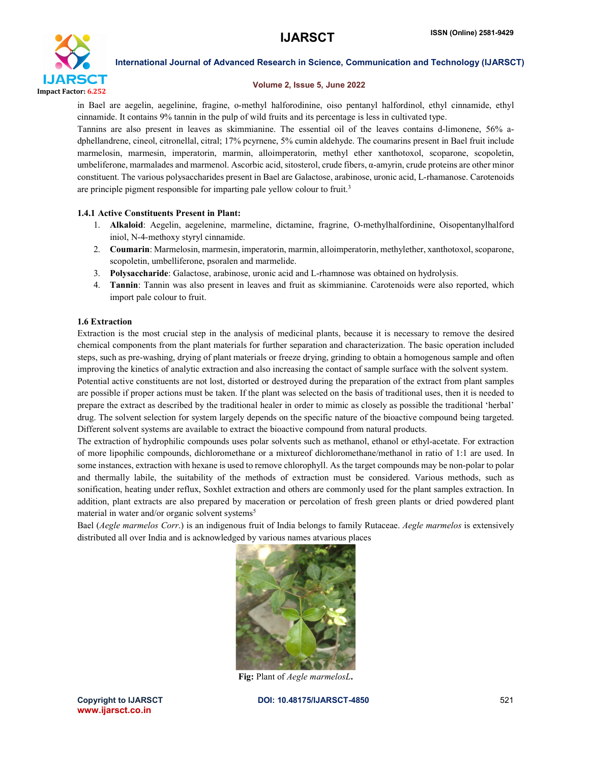in Bael are aegelin, aegelinine, fragine, o-methyl halforodinine, oiso pentanyl halfordinol, ethyl cinnamide, ethyl cinnamide. It contains 9% tannin in the pulp of wild fruits and its percentage is less in cultivated type.

Tannins are also present in leaves as skimmianine. The essential oil of the leaves contains d-limonene, 56% a-dphellandrene, cineol, citronellal, citral; 17% pcyrnene, 5% cumin aldehyde. The coumarins present in Bael fruit include marmelosin, marmesin, imperatorin, marmin, alloimperatorin, methyl ether xanthotoxol, scoparone, scopoletin, umbeliferone, marmalades and marmenol. Ascorbic acid, sitosterol, crude fibers, α-amyrin, crude proteins are other minor constituent. The various polysaccharides present in Bael are Galactose, arabinose, uronic acid, L-rhamanose. Carotenoids are principle pigment responsible for imparting pale yellow colour to fruit.[3]

### 1.4.1 Active Constituents Present in Plant:

1. **Alkaloid**: Aegelin, aegelenine, marmeline, dictamine, fragrine, O-methylhalfordinine, Oisopentanylhalford iniol, N-4-methoxy styryl cinnamide.
2. **Coumarin**: Marmelosin, marmesin, imperatorin, marmin, alloimperatorin, methylether, xanthotoxol, scoparone, scopoletin, umbelliferone, psoralen and marmelide.
3. **Polysaccharide**: Galactose, arabinose, uronic acid and L-rhamnose was obtained on hydrolysis.
4. **Tannin**: Tannin was also present in leaves and fruit as skimmianine. Carotenoids were also reported, which import pale colour to fruit.

### 1.6 Extraction

Extraction is the most crucial step in the analysis of medicinal plants, because it is necessary to remove the desired chemical components from the plant materials for further separation and characterization. The basic operation included steps, such as pre-washing, drying of plant materials or freeze drying, grinding to obtain a homogenous sample and often improving the kinetics of analytic extraction and also increasing the contact of sample surface with the solvent system.

Potential active constituents are not lost, distorted or destroyed during the preparation of the extract from plant samples are possible if proper actions must be taken. If the plant was selected on the basis of traditional uses, then it is needed to prepare the extract as described by the traditional healer in order to mimic as closely as possible the traditional 'herbal' drug. The solvent selection for system largely depends on the specific nature of the bioactive compound being targeted. Different solvent systems are available to extract the bioactive compound from natural products.

The extraction of hydrophilic compounds uses polar solvents such as methanol, ethanol or ethyl-acetate. For extraction of more lipophilic compounds, dichloromethane or a mixtureof dichloromethane/methanol in ratio of 1:1 are used. In some instances, extraction with hexane is used to remove chlorophyll. As the target compounds may be non-polar to polar and thermally labile, the suitability of the methods of extraction must be considered. Various methods, such as sonification, heating under reflux, Soxhlet extraction and others are commonly used for the plant samples extraction. In addition, plant extracts are also prepared by maceration or percolation of fresh green plants or dried powdered plant material in water and/or organic solvent systems[5]

Bael (*Aegle marmelos Corr.*) is an indigenous fruit of India belongs to family Rutaceae. *Aegle marmelos* is extensively distributed all over India and is acknowledged by various names atvarious places

**Fig:** Plant of *Aegle marmelosL*.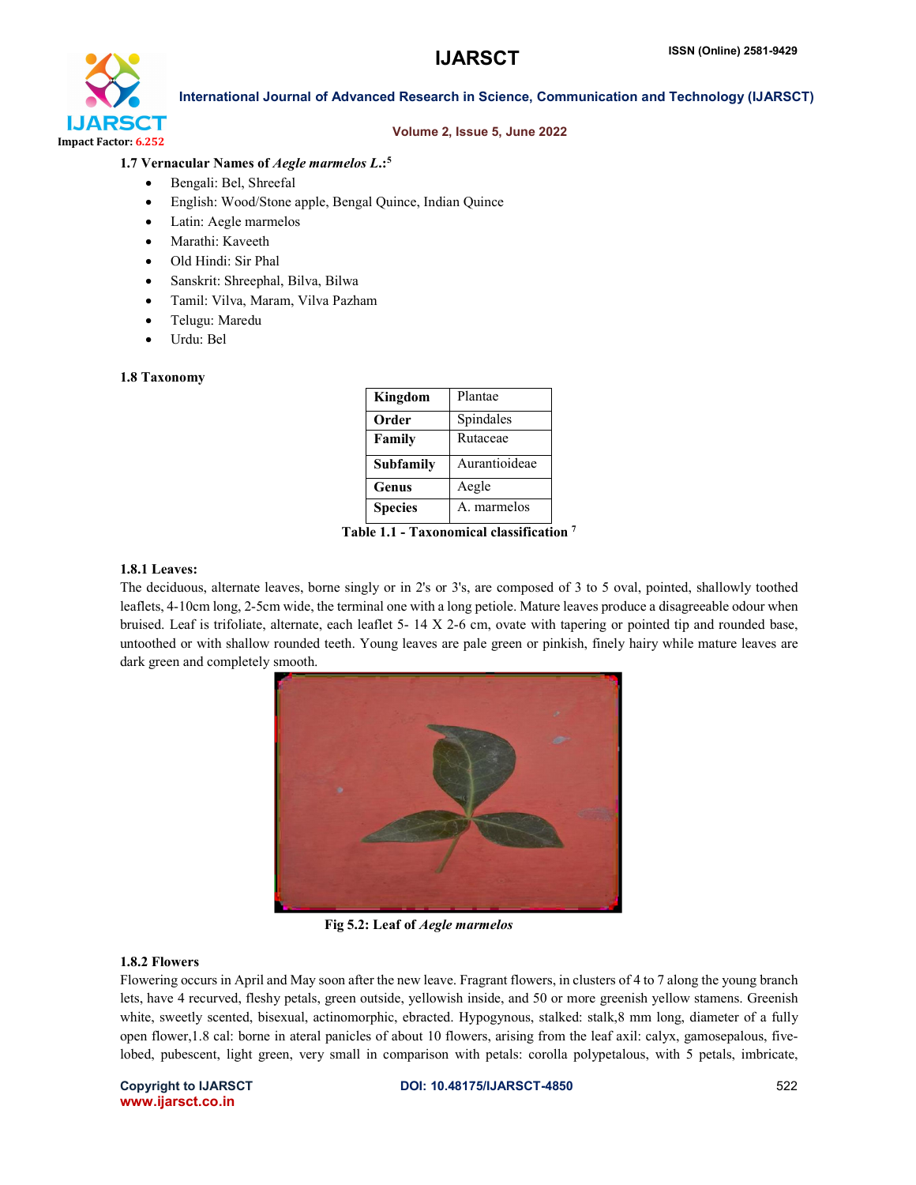### 1.7 Vernacular Names of *Aegle marmelos L.*:[5]

- Bengali: Bel, Shreefal
- English: Wood/Stone apple, Bengal Quince, Indian Quince
- Latin: Aegle marmelos
- Marathi: Kaveeth
- Old Hindi: Sir Phal
- Sanskrit: Shreephal, Bilva, Bilwa
- Tamil: Vilva, Maram, Vilva Pazham
- Telugu: Maredu
- Urdu: Bel

### 1.8 Taxonomy

| **Kingdom** | Plantae |
|---|---|
| **Order** | Spindales |
| **Family** | Rutaceae |
| **Subfamily** | Aurantioideae |
| **Genus** | Aegle |
| **Species** | A. marmelos |

**Table 1.1 - Taxonomical classification [7]**

#### 1.8.1 Leaves:

The deciduous, alternate leaves, borne singly or in 2's or 3's, are composed of 3 to 5 oval, pointed, shallowly toothed leaflets, 4-10cm long, 2-5cm wide, the terminal one with a long petiole. Mature leaves produce a disagreeable odour when bruised. Leaf is trifoliate, alternate, each leaflet 5- 14 X 2-6 cm, ovate with tapering or pointed tip and rounded base, untoothed or with shallow rounded teeth. Young leaves are pale green or pinkish, finely hairy while mature leaves are dark green and completely smooth.

**Fig 5.2: Leaf of *Aegle marmelos***

#### 1.8.2 Flowers

Flowering occurs in April and May soon after the new leave. Fragrant flowers, in clusters of 4 to 7 along the young branch lets, have 4 recurved, fleshy petals, green outside, yellowish inside, and 50 or more greenish yellow stamens. Greenish white, sweetly scented, bisexual, actinomorphic, ebracted. Hypogynous, stalked: stalk,8 mm long, diameter of a fully open flower,1.8 cal: borne in ateral panicles of about 10 flowers, arising from the leaf axil: calyx, gamosepalous, five-lobed, pubescent, light green, very small in comparison with petals: corolla polypetalous, with 5 petals, imbricate,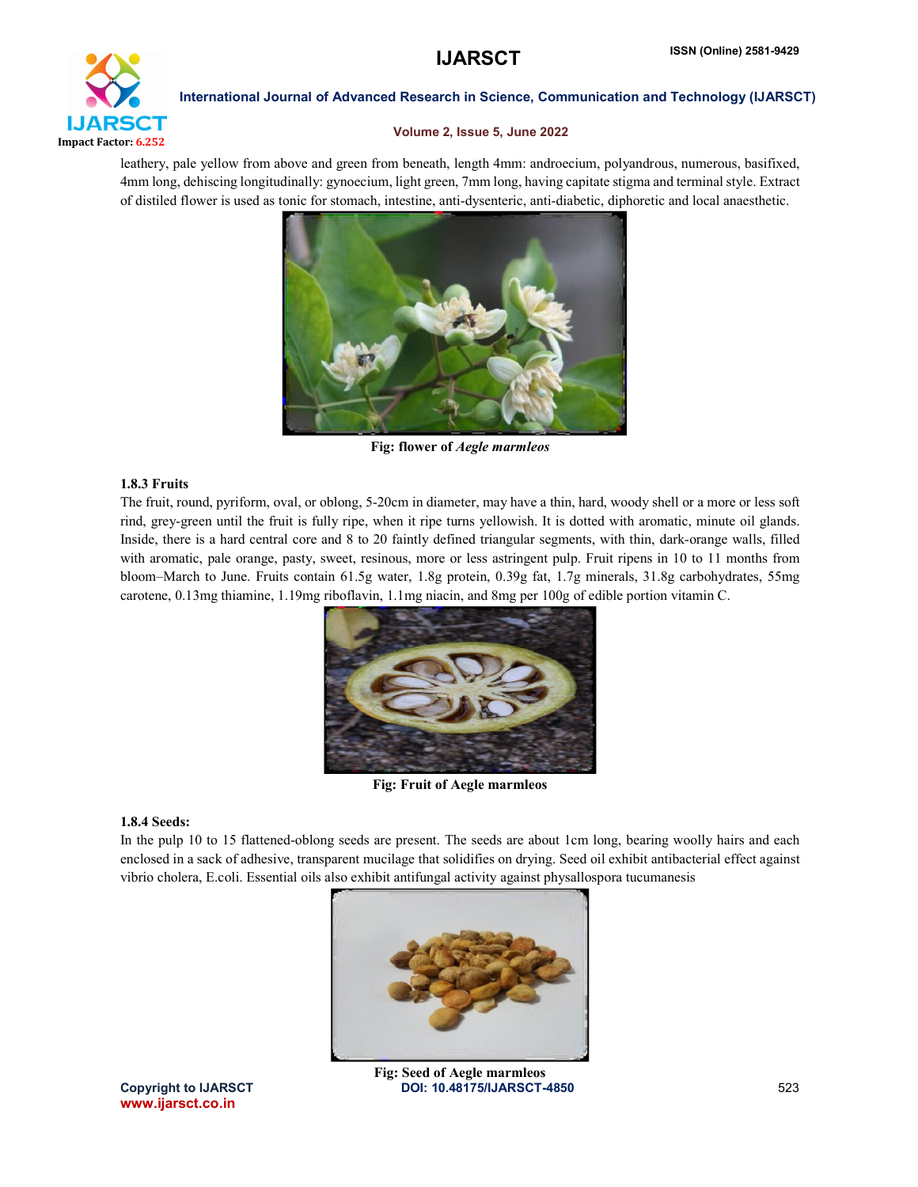leathery, pale yellow from above and green from beneath, length 4mm: androecium, polyandrous, numerous, basifixed, 4mm long, dehiscing longitudinally: gynoecium, light green, 7mm long, having capitate stigma and terminal style. Extract of distiled flower is used as tonic for stomach, intestine, anti-dysenteric, anti-diabetic, diphoretic and local anaesthetic.

**Fig: flower of *Aegle marmleos***

### 1.8.3 Fruits

The fruit, round, pyriform, oval, or oblong, 5-20cm in diameter, may have a thin, hard, woody shell or a more or less soft rind, grey-green until the fruit is fully ripe, when it ripe turns yellowish. It is dotted with aromatic, minute oil glands. Inside, there is a hard central core and 8 to 20 faintly defined triangular segments, with thin, dark-orange walls, filled with aromatic, pale orange, pasty, sweet, resinous, more or less astringent pulp. Fruit ripens in 10 to 11 months from bloom–March to June. Fruits contain 61.5g water, 1.8g protein, 0.39g fat, 1.7g minerals, 31.8g carbohydrates, 55mg carotene, 0.13mg thiamine, 1.19mg riboflavin, 1.1mg niacin, and 8mg per 100g of edible portion vitamin C.

**Fig: Fruit of Aegle marmleos**

### 1.8.4 Seeds:

In the pulp 10 to 15 flattened-oblong seeds are present. The seeds are about 1cm long, bearing woolly hairs and each enclosed in a sack of adhesive, transparent mucilage that solidifies on drying. Seed oil exhibit antibacterial effect against vibrio cholera, E.coli. Essential oils also exhibit antifungal activity against physallospora tucumanesis

**Fig: Seed of Aegle marmleos**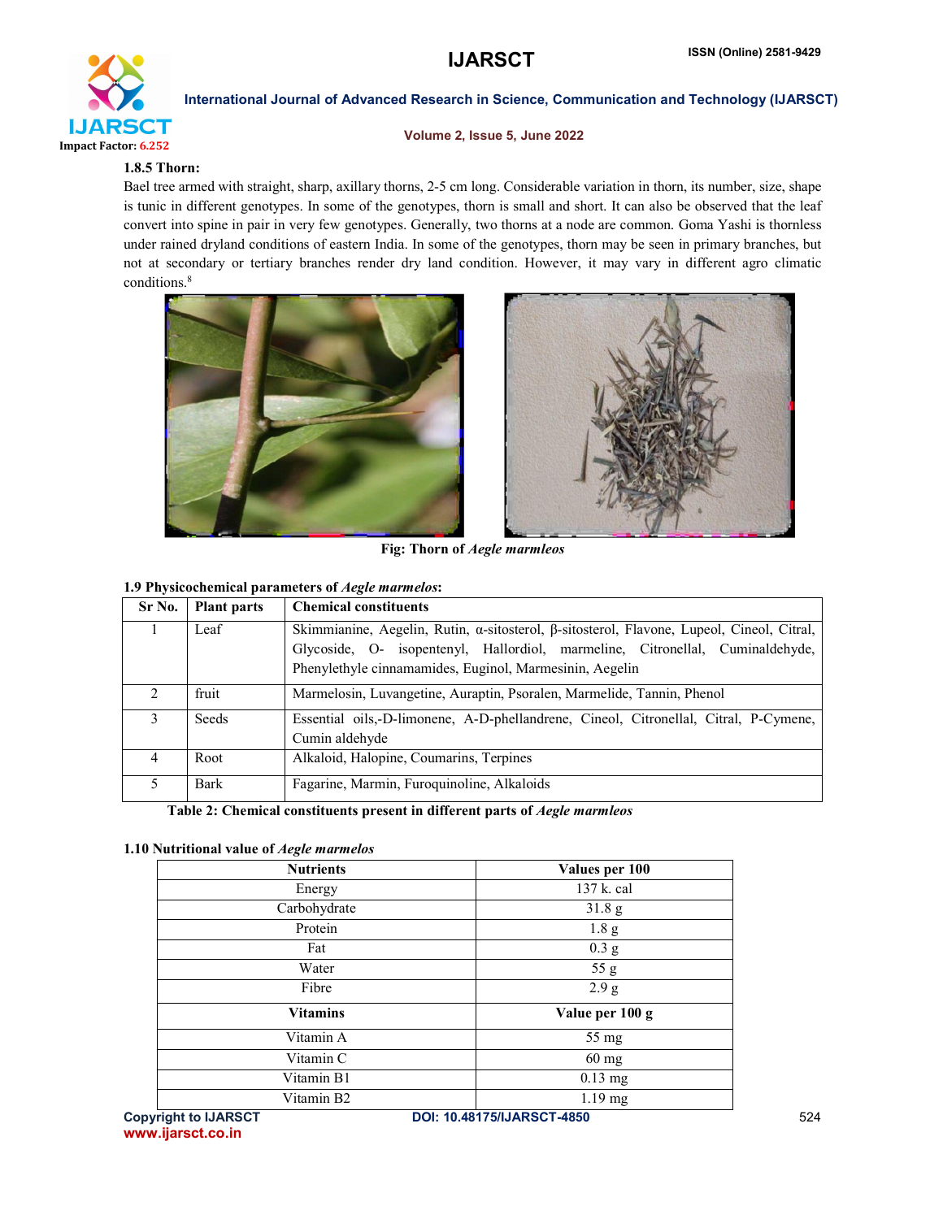### 1.8.5 Thorn:

Bael tree armed with straight, sharp, axillary thorns, 2-5 cm long. Considerable variation in thorn, its number, size, shape is tunic in different genotypes. In some of the genotypes, thorn is small and short. It can also be observed that the leaf convert into spine in pair in very few genotypes. Generally, two thorns at a node are common. Goma Yashi is thornless under rained dryland conditions of eastern India. In some of the genotypes, thorn may be seen in primary branches, but not at secondary or tertiary branches render dry land condition. However, it may vary in different agro climatic conditions.[8]

**Fig: Thorn of *Aegle marmleos***

### 1.9 Physicochemical parameters of *Aegle marmelos*:

| Sr No. | Plant parts | Chemical constituents |
|---|---|---|
| 1 | Leaf | Skimmianine, Aegelin, Rutin, α-sitosterol, β-sitosterol, Flavone, Lupeol, Cineol, Citral, Glycoside, O- isopentenyl, Hallordiol, marmeline, Citronellal, Cuminaldehyde, Phenylethyle cinnamamides, Euginol, Marmesinin, Aegelin |
| 2 | fruit | Marmelosin, Luvangetine, Auraptin, Psoralen, Marmelide, Tannin, Phenol |
| 3 | Seeds | Essential oils,-D-limonene, A-D-phellandrene, Cineol, Citronellal, Citral, P-Cymene, Cumin aldehyde |
| 4 | Root | Alkaloid, Halopine, Coumarins, Terpines |
| 5 | Bark | Fagarine, Marmin, Furoquinoline, Alkaloids |

**Table 2: Chemical constituents present in different parts of *Aegle marmleos***

### 1.10 Nutritional value of *Aegle marmelos*

| Nutrients | Values per 100 |
|---|---|
| Energy | 137 k. cal |
| Carbohydrate | 31.8 g |
| Protein | 1.8 g |
| Fat | 0.3 g |
| Water | 55 g |
| Fibre | 2.9 g |
| **Vitamins** | **Value per 100 g** |
| Vitamin A | 55 mg |
| Vitamin C | 60 mg |
| Vitamin B1 | 0.13 mg |
| Vitamin B2 | 1.19 mg |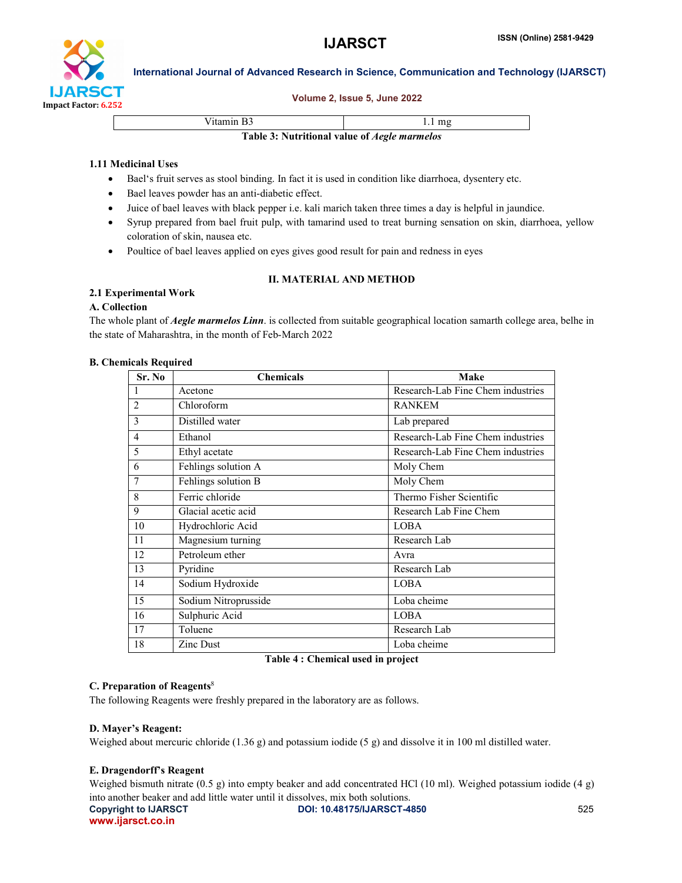| Vitamin B3 | 1.1 mg |
|---|---|

**Table 3: Nutritional value of *Aegle marmelos***

### 1.11 Medicinal Uses

- Bael's fruit serves as stool binding. In fact it is used in condition like diarrhoea, dysentery etc.
- Bael leaves powder has an anti-diabetic effect.
- Juice of bael leaves with black pepper i.e. kali marich taken three times a day is helpful in jaundice.
- Syrup prepared from bael fruit pulp, with tamarind used to treat burning sensation on skin, diarrhoea, yellow coloration of skin, nausea etc.
- Poultice of bael leaves applied on eyes gives good result for pain and redness in eyes

## II. MATERIAL AND METHOD

### 2.1 Experimental Work

**A. Collection**

The whole plant of ***Aegle marmelos Linn***. is collected from suitable geographical location samarth college area, belhe in the state of Maharashtra, in the month of Feb-March 2022

**B. Chemicals Required**

| Sr. No | Chemicals | Make |
|---|---|---|
| 1 | Acetone | Research-Lab Fine Chem industries |
| 2 | Chloroform | RANKEM |
| 3 | Distilled water | Lab prepared |
| 4 | Ethanol | Research-Lab Fine Chem industries |
| 5 | Ethyl acetate | Research-Lab Fine Chem industries |
| 6 | Fehlings solution A | Moly Chem |
| 7 | Fehlings solution B | Moly Chem |
| 8 | Ferric chloride | Thermo Fisher Scientific |
| 9 | Glacial acetic acid | Research Lab Fine Chem |
| 10 | Hydrochloric Acid | LOBA |
| 11 | Magnesium turning | Research Lab |
| 12 | Petroleum ether | Avra |
| 13 | Pyridine | Research Lab |
| 14 | Sodium Hydroxide | LOBA |
| 15 | Sodium Nitroprusside | Loba cheime |
| 16 | Sulphuric Acid | LOBA |
| 17 | Toluene | Research Lab |
| 18 | Zinc Dust | Loba cheime |

**Table 4 : Chemical used in project**

**C. Preparation of Reagents**[8]

The following Reagents were freshly prepared in the laboratory are as follows.

**D. Mayer's Reagent:**

Weighed about mercuric chloride (1.36 g) and potassium iodide (5 g) and dissolve it in 100 ml distilled water.

**E. Dragendorff's Reagent**

Weighed bismuth nitrate (0.5 g) into empty beaker and add concentrated HCl (10 ml). Weighed potassium iodide (4 g) into another beaker and add little water until it dissolves, mix both solutions.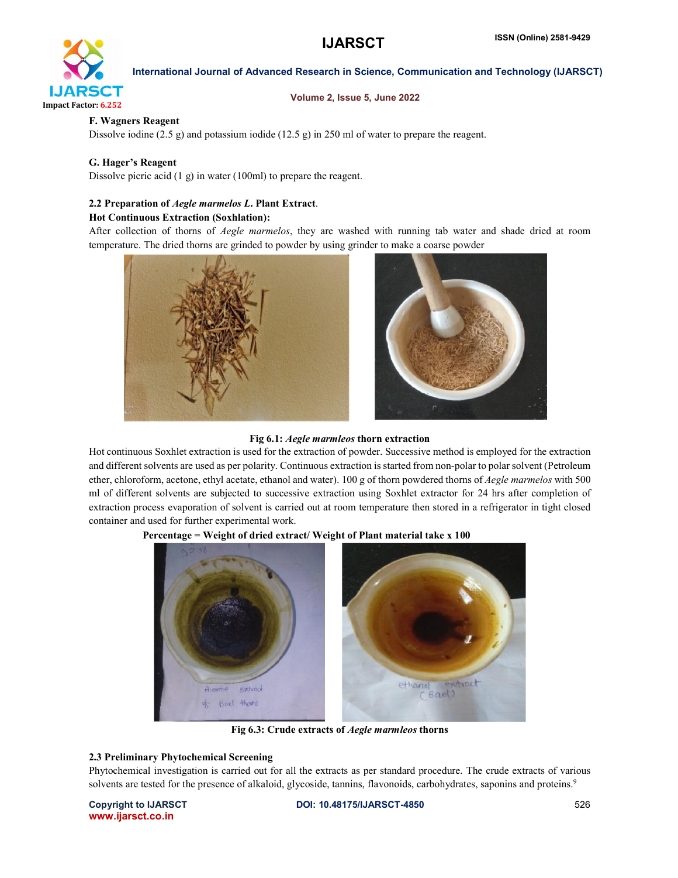**F. Wagners Reagent**

Dissolve iodine (2.5 g) and potassium iodide (12.5 g) in 250 ml of water to prepare the reagent.

**G. Hager's Reagent**

Dissolve picric acid (1 g) in water (100ml) to prepare the reagent.

### 2.2 Preparation of *Aegle marmelos L.* Plant Extract.

**Hot Continuous Extraction (Soxhlation):**

After collection of thorns of *Aegle marmelos*, they are washed with running tab water and shade dried at room temperature. The dried thorns are grinded to powder by using grinder to make a coarse powder

**Fig 6.1:** ***Aegle marmleos*** **thorn extraction**

Hot continuous Soxhlet extraction is used for the extraction of powder. Successive method is employed for the extraction and different solvents are used as per polarity. Continuous extraction is started from non-polar to polar solvent (Petroleum ether, chloroform, acetone, ethyl acetate, ethanol and water). 100 g of thorn powdered thorns of *Aegle marmelos* with 500 ml of different solvents are subjected to successive extraction using Soxhlet extractor for 24 hrs after completion of extraction process evaporation of solvent is carried out at room temperature then stored in a refrigerator in tight closed container and used for further experimental work.

**Percentage = Weight of dried extract/ Weight of Plant material take x 100**

**Fig 6.3: Crude extracts of** ***Aegle marmleos*** **thorns**

### 2.3 Preliminary Phytochemical Screening

Phytochemical investigation is carried out for all the extracts as per standard procedure. The crude extracts of various solvents are tested for the presence of alkaloid, glycoside, tannins, flavonoids, carbohydrates, saponins and proteins.[9]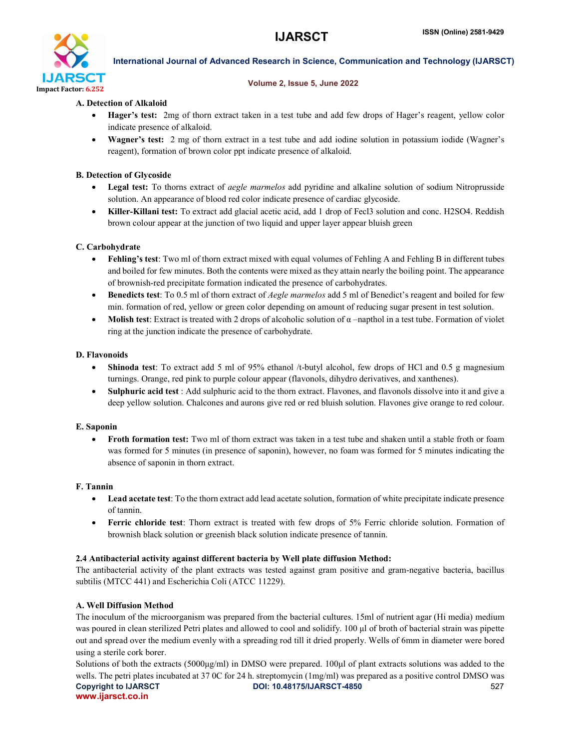**A. Detection of Alkaloid**

- **Hager's test:** 2mg of thorn extract taken in a test tube and add few drops of Hager's reagent, yellow color indicate presence of alkaloid.
- **Wagner's test:** 2 mg of thorn extract in a test tube and add iodine solution in potassium iodide (Wagner's reagent), formation of brown color ppt indicate presence of alkaloid.

**B. Detection of Glycoside**

- **Legal test:** To thorns extract of *aegle marmelos* add pyridine and alkaline solution of sodium Nitroprusside solution. An appearance of blood red color indicate presence of cardiac glycoside.
- **Killer-Killani test:** To extract add glacial acetic acid, add 1 drop of $FeCl_3$ solution and conc. $H_2SO_4$. Reddish brown colour appear at the junction of two liquid and upper layer appear bluish green

**C. Carbohydrate**

- **Fehling's test**: Two ml of thorn extract mixed with equal volumes of Fehling A and Fehling B in different tubes and boiled for few minutes. Both the contents were mixed as they attain nearly the boiling point. The appearance of brownish-red precipitate formation indicated the presence of carbohydrates.
- **Benedicts test**: To 0.5 ml of thorn extract of *Aegle marmelos* add 5 ml of Benedict's reagent and boiled for few min. formation of red, yellow or green color depending on amount of reducing sugar present in test solution.
- **Molish test**: Extract is treated with 2 drops of alcoholic solution of α –napthol in a test tube. Formation of violet ring at the junction indicate the presence of carbohydrate.

**D. Flavonoids**

- **Shinoda test**: To extract add 5 ml of 95% ethanol /t-butyl alcohol, few drops of HCl and 0.5 g magnesium turnings. Orange, red pink to purple colour appear (flavonols, dihydro derivatives, and xanthenes).
- **Sulphuric acid test** : Add sulphuric acid to the thorn extract. Flavones, and flavonols dissolve into it and give a deep yellow solution. Chalcones and aurons give red or red bluish solution. Flavones give orange to red colour.

**E. Saponin**

- **Froth formation test:** Two ml of thorn extract was taken in a test tube and shaken until a stable froth or foam was formed for 5 minutes (in presence of saponin), however, no foam was formed for 5 minutes indicating the absence of saponin in thorn extract.

**F. Tannin**

- **Lead acetate test**: To the thorn extract add lead acetate solution, formation of white precipitate indicate presence of tannin.
- **Ferric chloride test**: Thorn extract is treated with few drops of 5% Ferric chloride solution. Formation of brownish black solution or greenish black solution indicate presence of tannin.

### 2.4 Antibacterial activity against different bacteria by Well plate diffusion Method:

The antibacterial activity of the plant extracts was tested against gram positive and gram-negative bacteria, bacillus subtilis (MTCC 441) and Escherichia Coli (ATCC 11229).

**A. Well Diffusion Method**

The inoculum of the microorganism was prepared from the bacterial cultures. 15ml of nutrient agar (Hi media) medium was poured in clean sterilized Petri plates and allowed to cool and solidify. 100 µl of broth of bacterial strain was pipette out and spread over the medium evenly with a spreading rod till it dried properly. Wells of 6mm in diameter were bored using a sterile cork borer.

Solutions of both the extracts (5000µg/ml) in DMSO were prepared. 100µl of plant extracts solutions was added to the wells. The petri plates incubated at 37 0C for 24 h. streptomycin (1mg/ml) was prepared as a positive control DMSO was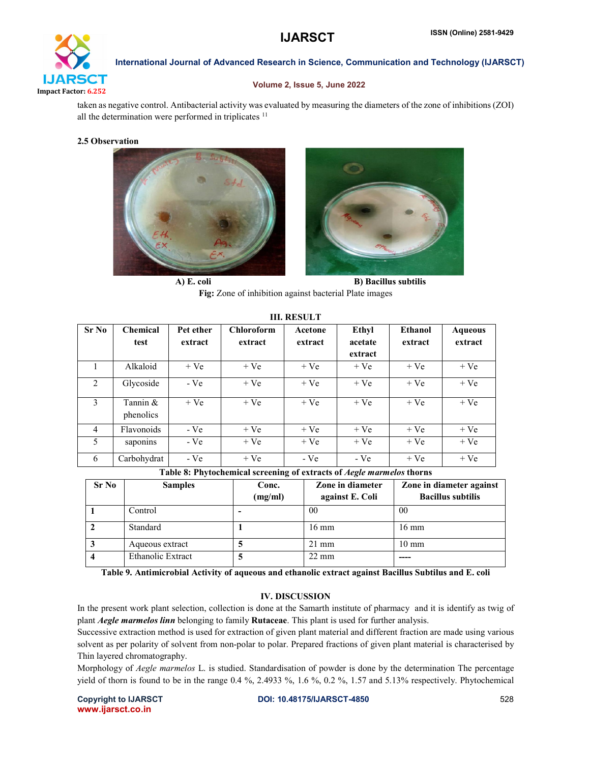taken as negative control. Antibacterial activity was evaluated by measuring the diameters of the zone of inhibitions (ZOI) all the determination were performed in triplicates [11]

### 2.5 Observation

A) E. coli B) Bacillus subtilis

**Fig:** Zone of inhibition against bacterial Plate images

## III. RESULT

| Sr No | Chemical test | Pet ether extract | Chloroform extract | Acetone extract | Ethyl acetate extract | Ethanol extract | Aqueous extract |
|---|---|---|---|---|---|---|---|
| 1 | Alkaloid | + Ve | + Ve | + Ve | + Ve | + Ve | + Ve |
| 2 | Glycoside | - Ve | + Ve | + Ve | + Ve | + Ve | + Ve |
| 3 | Tannin & phenolics | + Ve | + Ve | + Ve | + Ve | + Ve | + Ve |
| 4 | Flavonoids | - Ve | + Ve | + Ve | + Ve | + Ve | + Ve |
| 5 | saponins | - Ve | + Ve | + Ve | + Ve | + Ve | + Ve |
| 6 | Carbohydrat | - Ve | + Ve | - Ve | - Ve | + Ve | + Ve |

**Table 8: Phytochemical screening of extracts of *Aegle marmelos* thorns**

| Sr No | Samples | Conc. (mg/ml) | Zone in diameter against E. Coli | Zone in diameter against Bacillus subtilis |
|---|---|---|---|---|
| **1** | Control | **-** | 00 | 00 |
| **2** | Standard | **1** | 16 mm | 16 mm |
| **3** | Aqueous extract | **5** | 21 mm | 10 mm |
| **4** | Ethanolic Extract | **5** | 22 mm | ---- |

**Table 9. Antimicrobial Activity of aqueous and ethanolic extract against Bacillus Subtilus and E. coli**

## IV. DISCUSSION

In the present work plant selection, collection is done at the Samarth institute of pharmacy and it is identify as twig of plant ***Aegle marmelos linn*** belonging to family **Rutaceae**. This plant is used for further analysis.

Successive extraction method is used for extraction of given plant material and different fraction are made using various solvent as per polarity of solvent from non-polar to polar. Prepared fractions of given plant material is characterised by Thin layered chromatography.

Morphology of *Aegle marmelos* L. is studied. Standardisation of powder is done by the determination The percentage yield of thorn is found to be in the range 0.4 %, 2.4933 %, 1.6 %, 0.2 %, 1.57 and 5.13% respectively. Phytochemical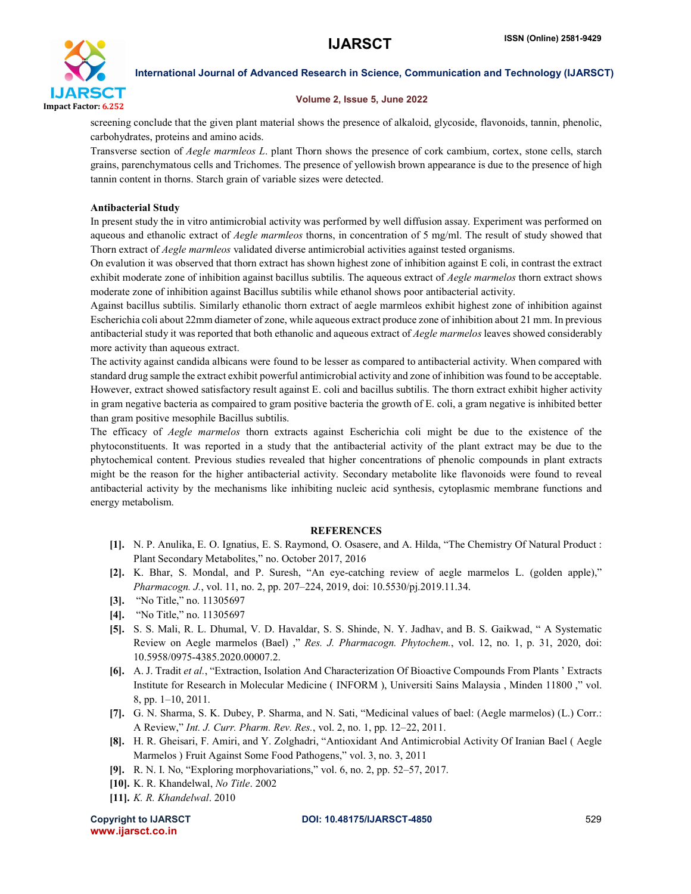screening conclude that the given plant material shows the presence of alkaloid, glycoside, flavonoids, tannin, phenolic, carbohydrates, proteins and amino acids.

Transverse section of *Aegle marmleos L*. plant Thorn shows the presence of cork cambium, cortex, stone cells, starch grains, parenchymatous cells and Trichomes. The presence of yellowish brown appearance is due to the presence of high tannin content in thorns. Starch grain of variable sizes were detected.

**Antibacterial Study**

In present study the in vitro antimicrobial activity was performed by well diffusion assay. Experiment was performed on aqueous and ethanolic extract of *Aegle marmleos* thorns, in concentration of 5 mg/ml. The result of study showed that Thorn extract of *Aegle marmleos* validated diverse antimicrobial activities against tested organisms.

On evalution it was observed that thorn extract has shown highest zone of inhibition against E coli, in contrast the extract exhibit moderate zone of inhibition against bacillus subtilis. The aqueous extract of *Aegle marmelos* thorn extract shows moderate zone of inhibition against Bacillus subtilis while ethanol shows poor antibacterial activity.

Against bacillus subtilis. Similarly ethanolic thorn extract of aegle marmleos exhibit highest zone of inhibition against Escherichia coli about 22mm diameter of zone, while aqueous extract produce zone of inhibition about 21 mm. In previous antibacterial study it was reported that both ethanolic and aqueous extract of *Aegle marmelos* leaves showed considerably more activity than aqueous extract.

The activity against candida albicans were found to be lesser as compared to antibacterial activity. When compared with standard drug sample the extract exhibit powerful antimicrobial activity and zone of inhibition was found to be acceptable. However, extract showed satisfactory result against E. coli and bacillus subtilis. The thorn extract exhibit higher activity in gram negative bacteria as compaired to gram positive bacteria the growth of E. coli, a gram negative is inhibited better than gram positive mesophile Bacillus subtilis.

The efficacy of *Aegle marmelos* thorn extracts against Escherichia coli might be due to the existence of the phytoconstituents. It was reported in a study that the antibacterial activity of the plant extract may be due to the phytochemical content. Previous studies revealed that higher concentrations of phenolic compounds in plant extracts might be the reason for the higher antibacterial activity. Secondary metabolite like flavonoids were found to reveal antibacterial activity by the mechanisms like inhibiting nucleic acid synthesis, cytoplasmic membrane functions and energy metabolism.

## REFERENCES

[1]. N. P. Anulika, E. O. Ignatius, E. S. Raymond, O. Osasere, and A. Hilda, "The Chemistry Of Natural Product : Plant Secondary Metabolites," no. October 2017, 2016

[2]. K. Bhar, S. Mondal, and P. Suresh, "An eye-catching review of aegle marmelos L. (golden apple)," *Pharmacogn. J.*, vol. 11, no. 2, pp. 207–224, 2019, doi: 10.5530/pj.2019.11.34.

[3]. "No Title," no. 11305697

[4]. "No Title," no. 11305697

[5]. S. S. Mali, R. L. Dhumal, V. D. Havaldar, S. S. Shinde, N. Y. Jadhav, and B. S. Gaikwad, " A Systematic Review on Aegle marmelos (Bael) ," *Res. J. Pharmacogn. Phytochem.*, vol. 12, no. 1, p. 31, 2020, doi: 10.5958/0975-4385.2020.00007.2.

[6]. A. J. Tradit *et al.*, "Extraction, Isolation And Characterization Of Bioactive Compounds From Plants ' Extracts Institute for Research in Molecular Medicine ( INFORM ), Universiti Sains Malaysia , Minden 11800 ," vol. 8, pp. 1–10, 2011.

[7]. G. N. Sharma, S. K. Dubey, P. Sharma, and N. Sati, "Medicinal values of bael: (Aegle marmelos) (L.) Corr.: A Review," *Int. J. Curr. Pharm. Rev. Res.*, vol. 2, no. 1, pp. 12–22, 2011.

[8]. H. R. Gheisari, F. Amiri, and Y. Zolghadri, "Antioxidant And Antimicrobial Activity Of Iranian Bael ( Aegle Marmelos ) Fruit Against Some Food Pathogens," vol. 3, no. 3, 2011

[9]. R. N. I. No, "Exploring morphovariations," vol. 6, no. 2, pp. 52–57, 2017.

[10]. K. R. Khandelwal, *No Title*. 2002

[11]. *K. R. Khandelwal*. 2010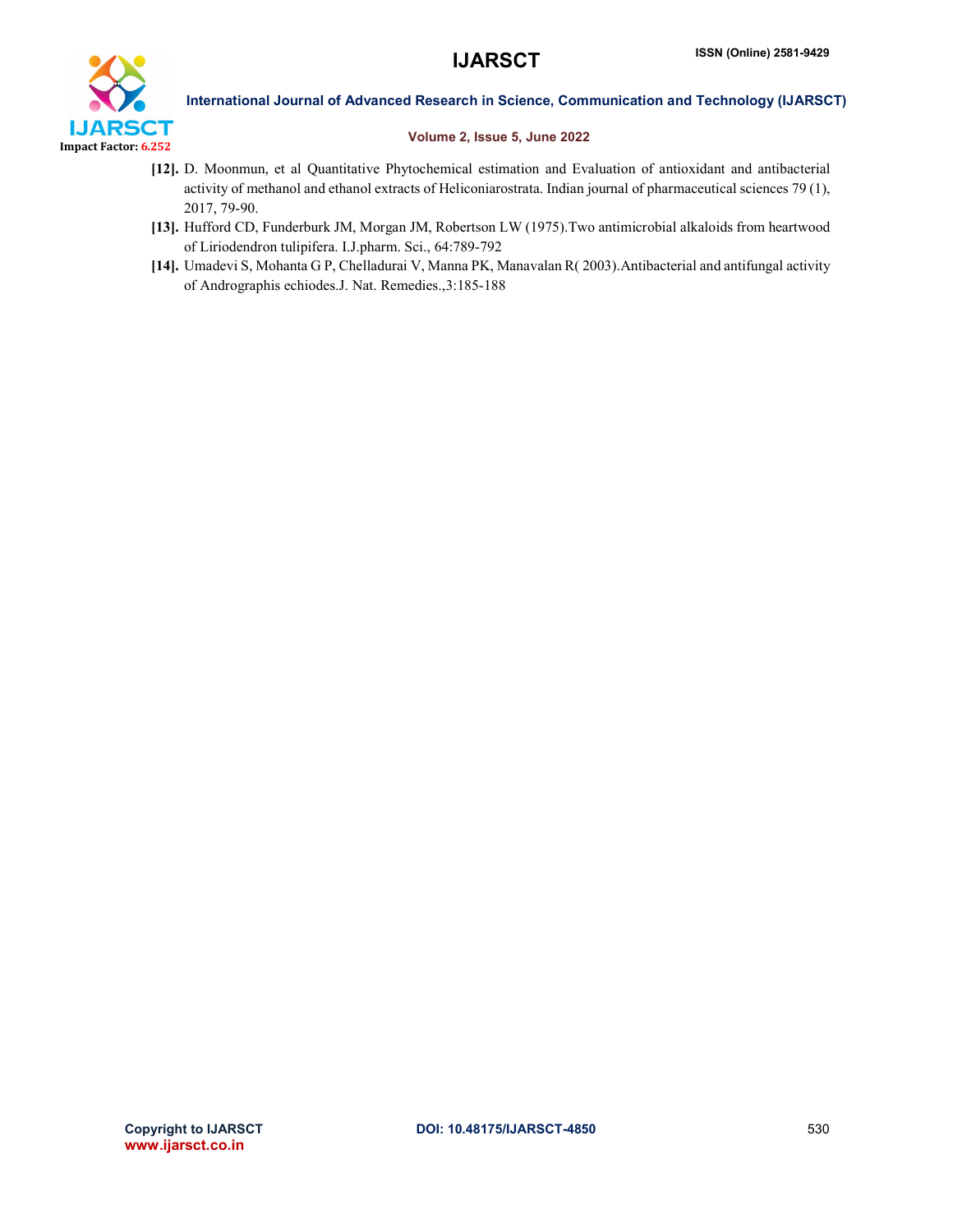[12]. D. Moonmun, et al Quantitative Phytochemical estimation and Evaluation of antioxidant and antibacterial activity of methanol and ethanol extracts of Heliconiarostrata. Indian journal of pharmaceutical sciences 79 (1), 2017, 79-90.

[13]. Hufford CD, Funderburk JM, Morgan JM, Robertson LW (1975).Two antimicrobial alkaloids from heartwood of Liriodendron tulipifera. I.J.pharm. Sci., 64:789-792

[14]. Umadevi S, Mohanta G P, Chelladurai V, Manna PK, Manavalan R( 2003).Antibacterial and antifungal activity of Andrographis echiodes.J. Nat. Remedies.,3:185-188